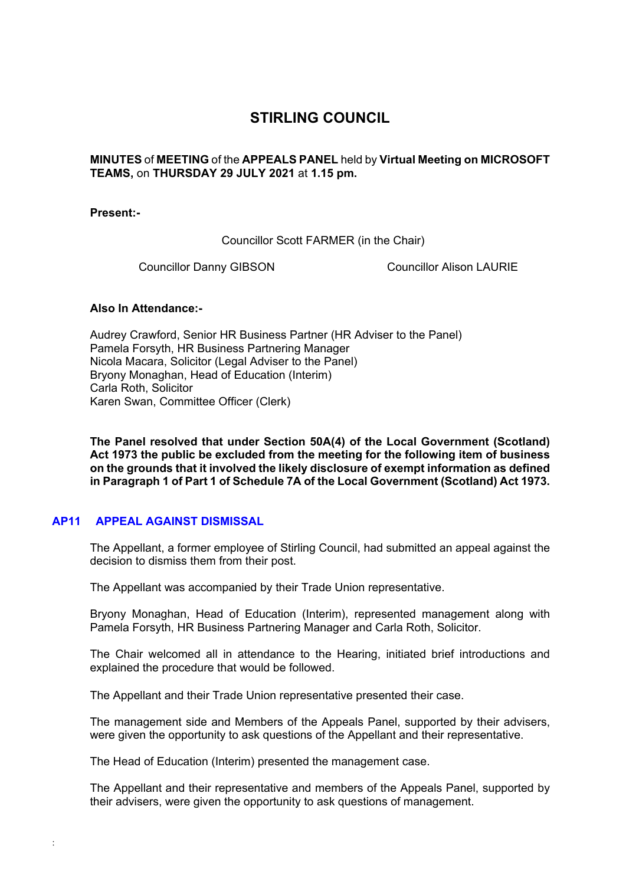# STIRLING COUNCIL

**MINUTES** of **MEETING** of the **APPEALS PANEL** held by **Virtual Meeting on MICROSOFT TEAMS,** on **THURSDAY 29 JULY 2021** at **1.15 pm.**

**Present:-**

Councillor Scott FARMER (in the Chair)

Councillor Danny GIBSON

Councillor Alison LAURIE

**Also In Attendance:-**

Audrey Crawford, Senior HR Business Partner (HR Adviser to the Panel)
Pamela Forsyth, HR Business Partnering Manager
Nicola Macara, Solicitor (Legal Adviser to the Panel)
Bryony Monaghan, Head of Education (Interim)
Carla Roth, Solicitor
Karen Swan, Committee Officer (Clerk)

**The Panel resolved that under Section 50A(4) of the Local Government (Scotland) Act 1973 the public be excluded from the meeting for the following item of business on the grounds that it involved the likely disclosure of exempt information as defined in Paragraph 1 of Part 1 of Schedule 7A of the Local Government (Scotland) Act 1973.**

## AP11 APPEAL AGAINST DISMISSAL

The Appellant, a former employee of Stirling Council, had submitted an appeal against the decision to dismiss them from their post.

The Appellant was accompanied by their Trade Union representative.

Bryony Monaghan, Head of Education (Interim), represented management along with Pamela Forsyth, HR Business Partnering Manager and Carla Roth, Solicitor.

The Chair welcomed all in attendance to the Hearing, initiated brief introductions and explained the procedure that would be followed.

The Appellant and their Trade Union representative presented their case.

The management side and Members of the Appeals Panel, supported by their advisers, were given the opportunity to ask questions of the Appellant and their representative.

The Head of Education (Interim) presented the management case.

The Appellant and their representative and members of the Appeals Panel, supported by their advisers, were given the opportunity to ask questions of management.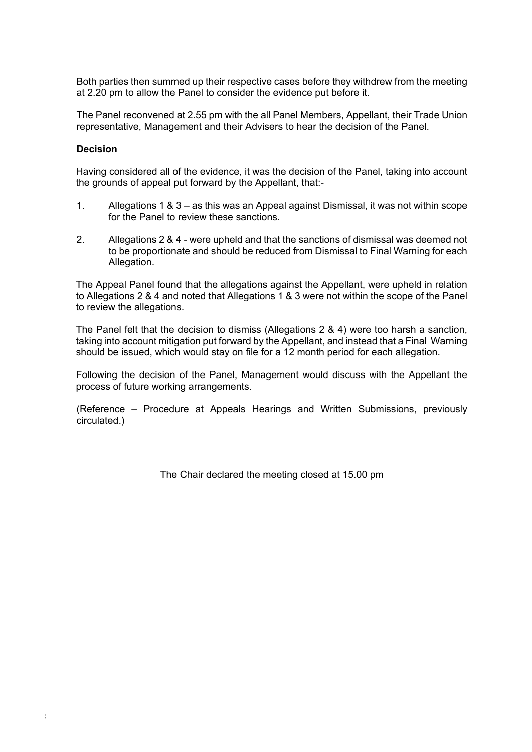Both parties then summed up their respective cases before they withdrew from the meeting at 2.20 pm to allow the Panel to consider the evidence put before it.

The Panel reconvened at 2.55 pm with the all Panel Members, Appellant, their Trade Union representative, Management and their Advisers to hear the decision of the Panel.

**Decision**

Having considered all of the evidence, it was the decision of the Panel, taking into account the grounds of appeal put forward by the Appellant, that:-

1. Allegations 1 & 3 – as this was an Appeal against Dismissal, it was not within scope for the Panel to review these sanctions.

2. Allegations 2 & 4 - were upheld and that the sanctions of dismissal was deemed not to be proportionate and should be reduced from Dismissal to Final Warning for each Allegation.

The Appeal Panel found that the allegations against the Appellant, were upheld in relation to Allegations 2 & 4 and noted that Allegations 1 & 3 were not within the scope of the Panel to review the allegations.

The Panel felt that the decision to dismiss (Allegations 2 & 4) were too harsh a sanction, taking into account mitigation put forward by the Appellant, and instead that a Final Warning should be issued, which would stay on file for a 12 month period for each allegation.

Following the decision of the Panel, Management would discuss with the Appellant the process of future working arrangements.

(Reference – Procedure at Appeals Hearings and Written Submissions, previously circulated.)

The Chair declared the meeting closed at 15.00 pm